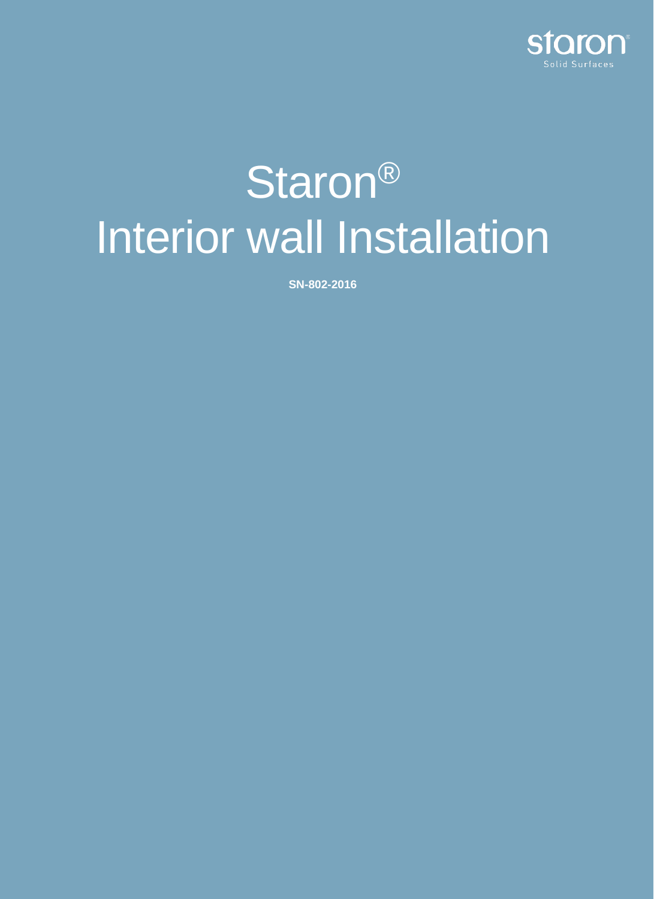staron®
Solid Surfaces

# Staron®
# Interior wall Installation

**SN-802-2016**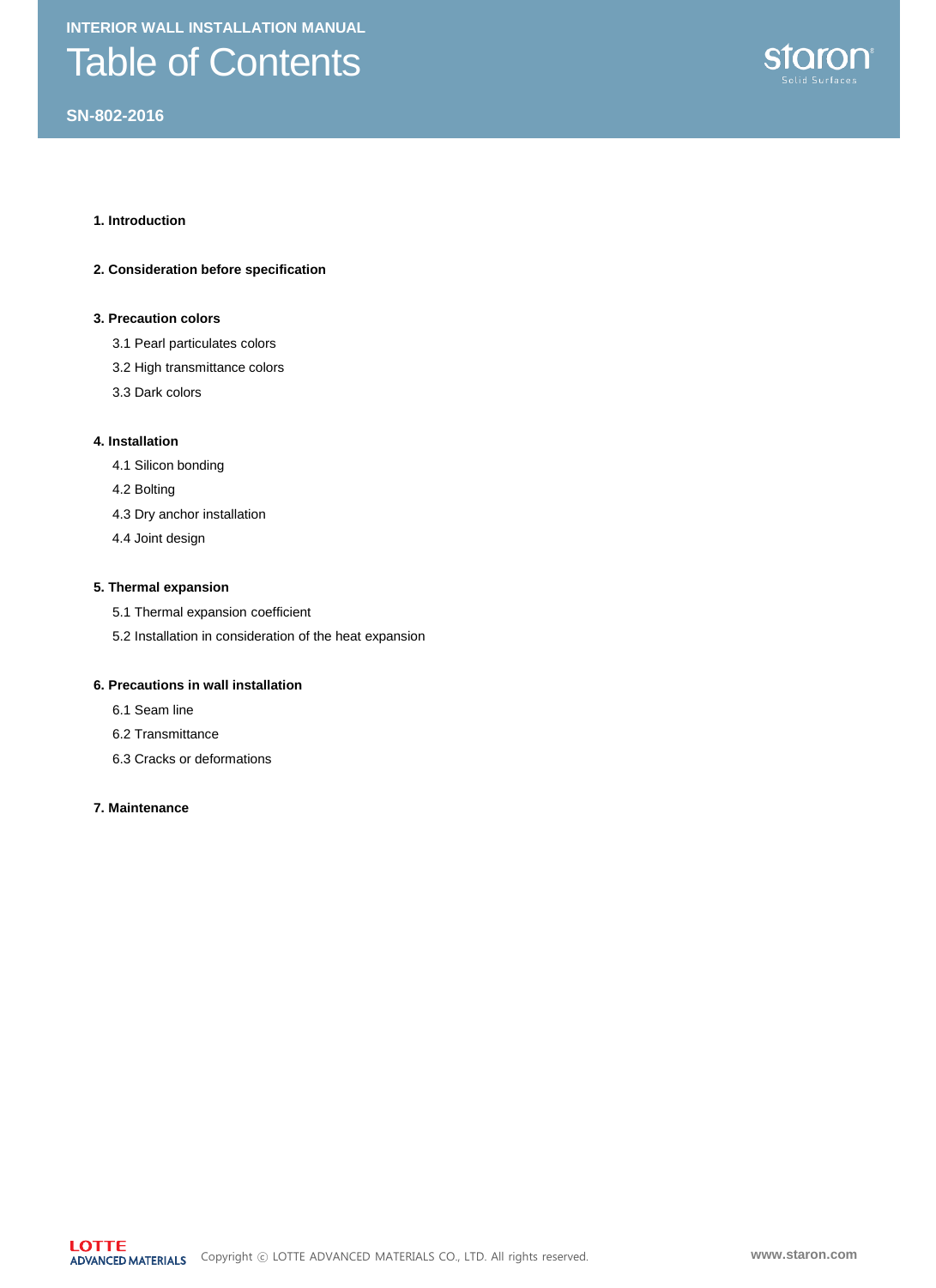INTERIOR WALL INSTALLATION MANUAL

# Table of Contents

SN-802-2016

**1. Introduction**

**2. Consideration before specification**

**3. Precaution colors**

- 3.1 Pearl particulates colors
- 3.2 High transmittance colors
- 3.3 Dark colors

**4. Installation**

- 4.1 Silicon bonding
- 4.2 Bolting
- 4.3 Dry anchor installation
- 4.4 Joint design

**5. Thermal expansion**

- 5.1 Thermal expansion coefficient
- 5.2 Installation in consideration of the heat expansion

**6. Precautions in wall installation**

- 6.1 Seam line
- 6.2 Transmittance
- 6.3 Cracks or deformations

**7. Maintenance**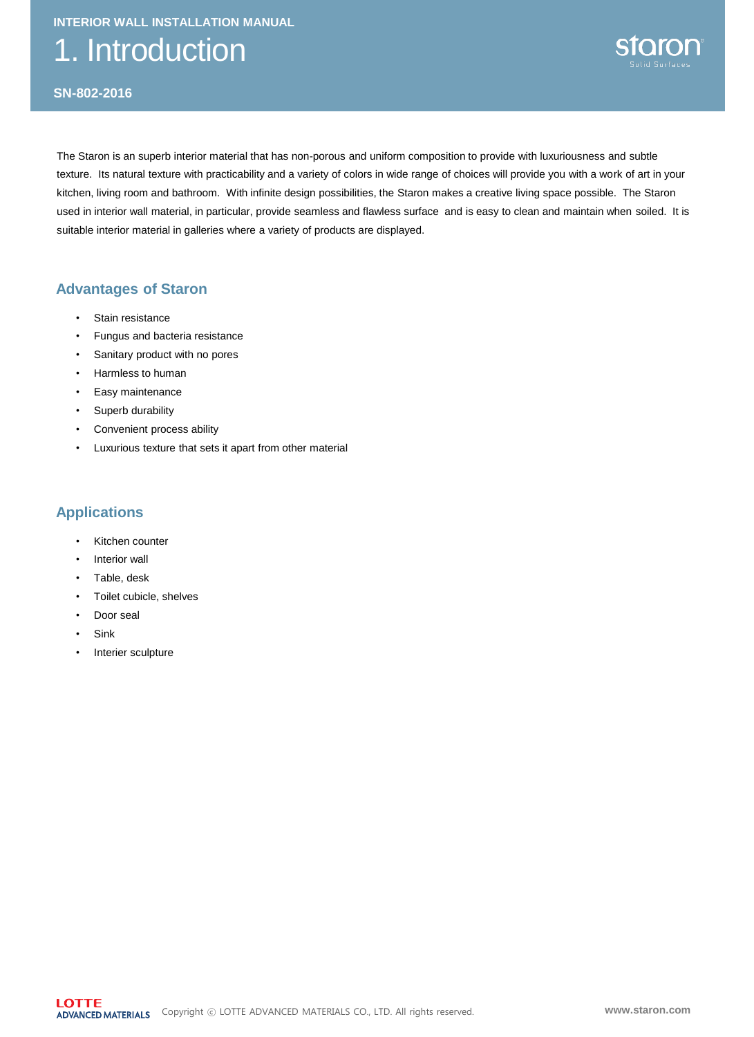# 1. Introduction

The Staron is an superb interior material that has non-porous and uniform composition to provide with luxuriousness and subtle texture. Its natural texture with practicability and a variety of colors in wide range of choices will provide you with a work of art in your kitchen, living room and bathroom. With infinite design possibilities, the Staron makes a creative living space possible. The Staron used in interior wall material, in particular, provide seamless and flawless surface and is easy to clean and maintain when soiled. It is suitable interior material in galleries where a variety of products are displayed.

## Advantages of Staron

- Stain resistance
- Fungus and bacteria resistance
- Sanitary product with no pores
- Harmless to human
- Easy maintenance
- Superb durability
- Convenient process ability
- Luxurious texture that sets it apart from other material

## Applications

- Kitchen counter
- Interior wall
- Table, desk
- Toilet cubicle, shelves
- Door seal
- Sink
- Interier sculpture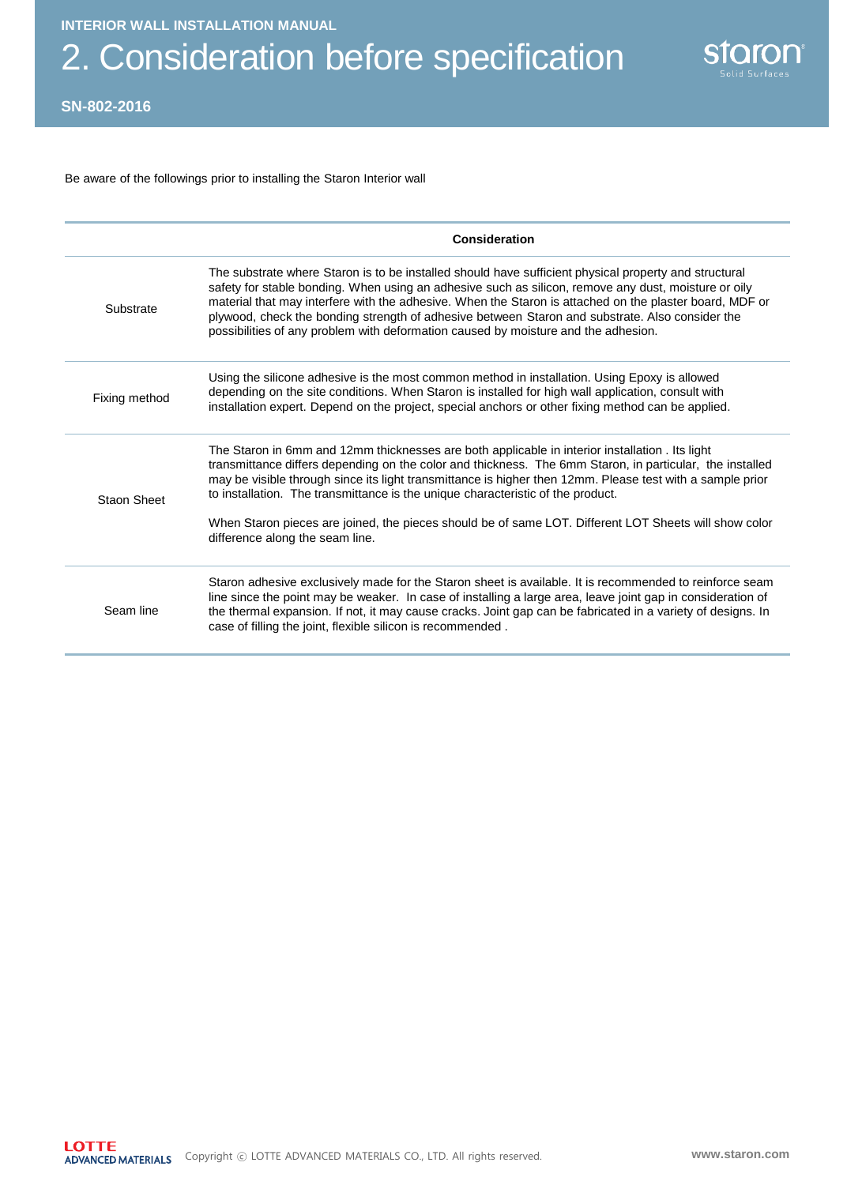# 2. Consideration before specification

SN-802-2016

Be aware of the followings prior to installing the Staron Interior wall

| | Consideration |
|---|---|
| Substrate | The substrate where Staron is to be installed should have sufficient physical property and structural safety for stable bonding. When using an adhesive such as silicon, remove any dust, moisture or oily material that may interfere with the adhesive. When the Staron is attached on the plaster board, MDF or plywood, check the bonding strength of adhesive between Staron and substrate. Also consider the possibilities of any problem with deformation caused by moisture and the adhesion. |
| Fixing method | Using the silicone adhesive is the most common method in installation. Using Epoxy is allowed depending on the site conditions. When Staron is installed for high wall application, consult with installation expert. Depend on the project, special anchors or other fixing method can be applied. |
| Staon Sheet | The Staron in 6mm and 12mm thicknesses are both applicable in interior installation . Its light transmittance differs depending on the color and thickness. The 6mm Staron, in particular, the installed may be visible through since its light transmittance is higher then 12mm. Please test with a sample prior to installation. The transmittance is the unique characteristic of the product.<br><br>When Staron pieces are joined, the pieces should be of same LOT. Different LOT Sheets will show color difference along the seam line. |
| Seam line | Staron adhesive exclusively made for the Staron sheet is available. It is recommended to reinforce seam line since the point may be weaker. In case of installing a large area, leave joint gap in consideration of the thermal expansion. If not, it may cause cracks. Joint gap can be fabricated in a variety of designs. In case of filling the joint, flexible silicon is recommended . |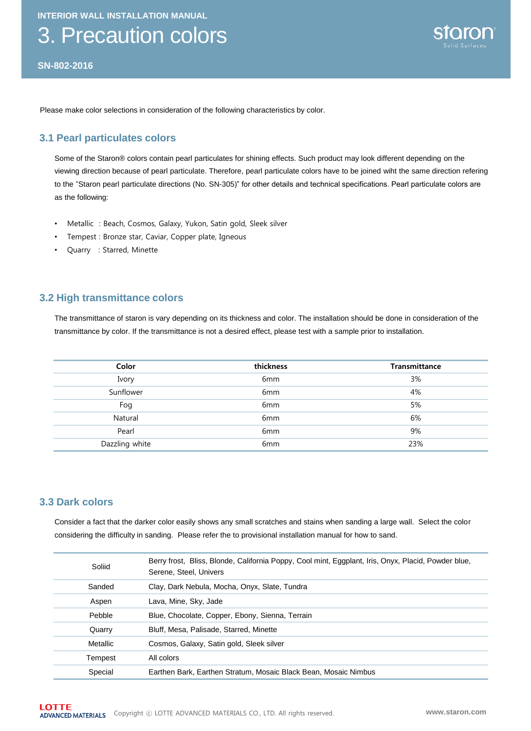INTERIOR WALL INSTALLATION MANUAL

# 3. Precaution colors

SN-802-2016

Please make color selections in consideration of the following characteristics by color.

## 3.1 Pearl particulates colors

Some of the Staron® colors contain pearl particulates for shining effects. Such product may look different depending on the viewing direction because of pearl particulate. Therefore, pearl particulate colors have to be joined wiht the same direction refering to the "Staron pearl particulate directions (No. SN-305)" for other details and technical specifications. Pearl particulate colors are as the following:

- Metallic : Beach, Cosmos, Galaxy, Yukon, Satin gold, Sleek silver
- Tempest : Bronze star, Caviar, Copper plate, Igneous
- Quarry : Starred, Minette

## 3.2 High transmittance colors

The transmittance of staron is vary depending on its thickness and color. The installation should be done in consideration of the transmittance by color. If the transmittance is not a desired effect, please test with a sample prior to installation.

| Color | thickness | Transmittance |
|---|---|---|
| Ivory | 6mm | 3% |
| Sunflower | 6mm | 4% |
| Fog | 6mm | 5% |
| Natural | 6mm | 6% |
| Pearl | 6mm | 9% |
| Dazzling white | 6mm | 23% |

## 3.3 Dark colors

Consider a fact that the darker color easily shows any small scratches and stains when sanding a large wall. Select the color considering the difficulty in sanding. Please refer the to provisional installation manual for how to sand.

| | |
|---|---|
| Soliid | Berry frost, Bliss, Blonde, California Poppy, Cool mint, Eggplant, Iris, Onyx, Placid, Powder blue, Serene, Steel, Univers |
| Sanded | Clay, Dark Nebula, Mocha, Onyx, Slate, Tundra |
| Aspen | Lava, Mine, Sky, Jade |
| Pebble | Blue, Chocolate, Copper, Ebony, Sienna, Terrain |
| Quarry | Bluff, Mesa, Palisade, Starred, Minette |
| Metallic | Cosmos, Galaxy, Satin gold, Sleek silver |
| Tempest | All colors |
| Special | Earthen Bark, Earthen Stratum, Mosaic Black Bean, Mosaic Nimbus |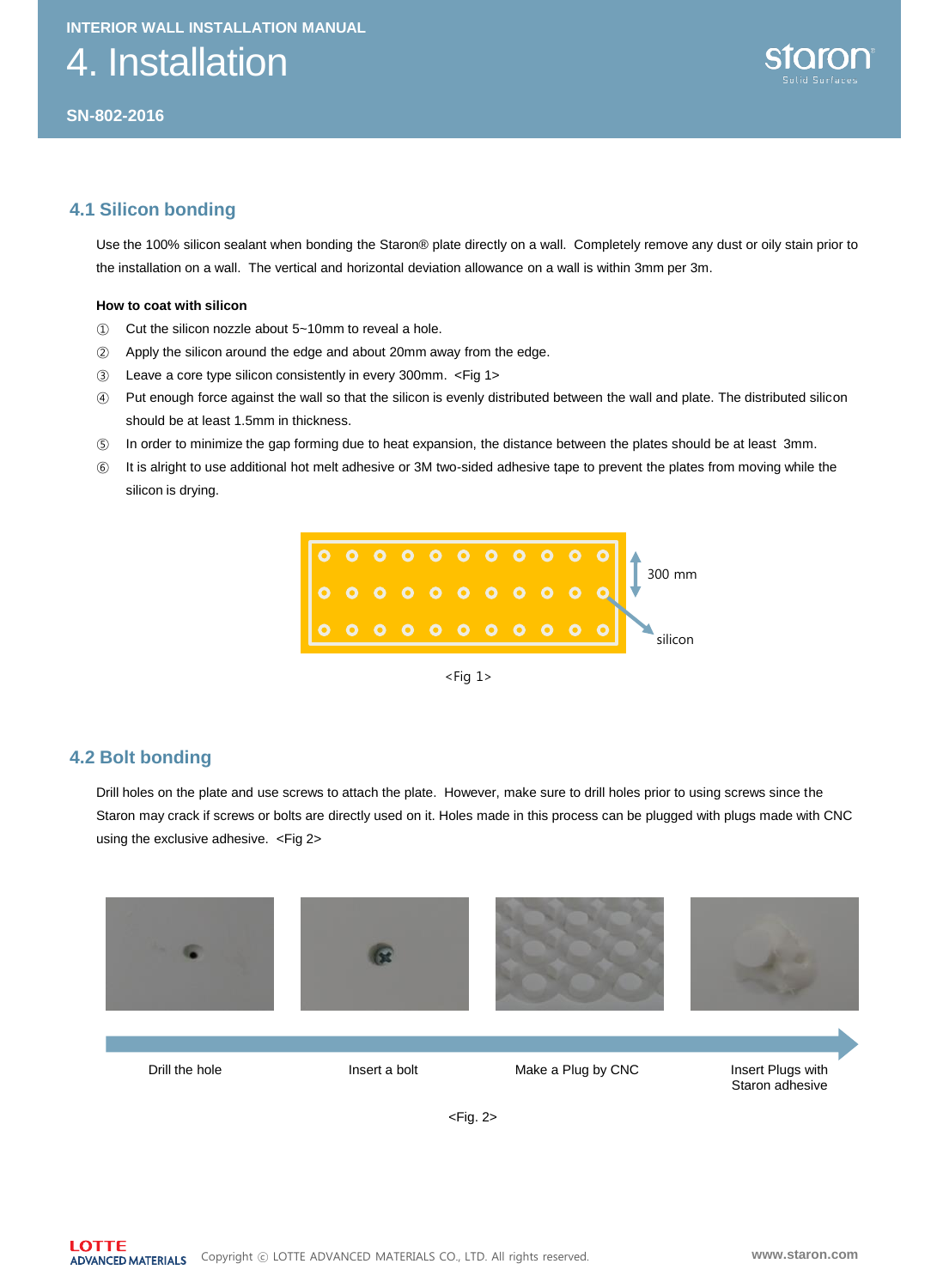# 4. Installation

## 4.1 Silicon bonding

Use the 100% silicon sealant when bonding the Staron® plate directly on a wall. Completely remove any dust or oily stain prior to the installation on a wall. The vertical and horizontal deviation allowance on a wall is within 3mm per 3m.

**How to coat with silicon**

① Cut the silicon nozzle about 5~10mm to reveal a hole.

② Apply the silicon around the edge and about 20mm away from the edge.

③ Leave a core type silicon consistently in every 300mm. <Fig 1>

④ Put enough force against the wall so that the silicon is evenly distributed between the wall and plate. The distributed silicon should be at least 1.5mm in thickness.

⑤ In order to minimize the gap forming due to heat expansion, the distance between the plates should be at least 3mm.

⑥ It is alright to use additional hot melt adhesive or 3M two-sided adhesive tape to prevent the plates from moving while the silicon is drying.

300 mm

silicon

<Fig 1>

## 4.2 Bolt bonding

Drill holes on the plate and use screws to attach the plate. However, make sure to drill holes prior to using screws since the Staron may crack if screws or bolts are directly used on it. Holes made in this process can be plugged with plugs made with CNC using the exclusive adhesive. <Fig 2>

Drill the hole → Insert a bolt → Make a Plug by CNC → Insert Plugs with Staron adhesive

<Fig. 2>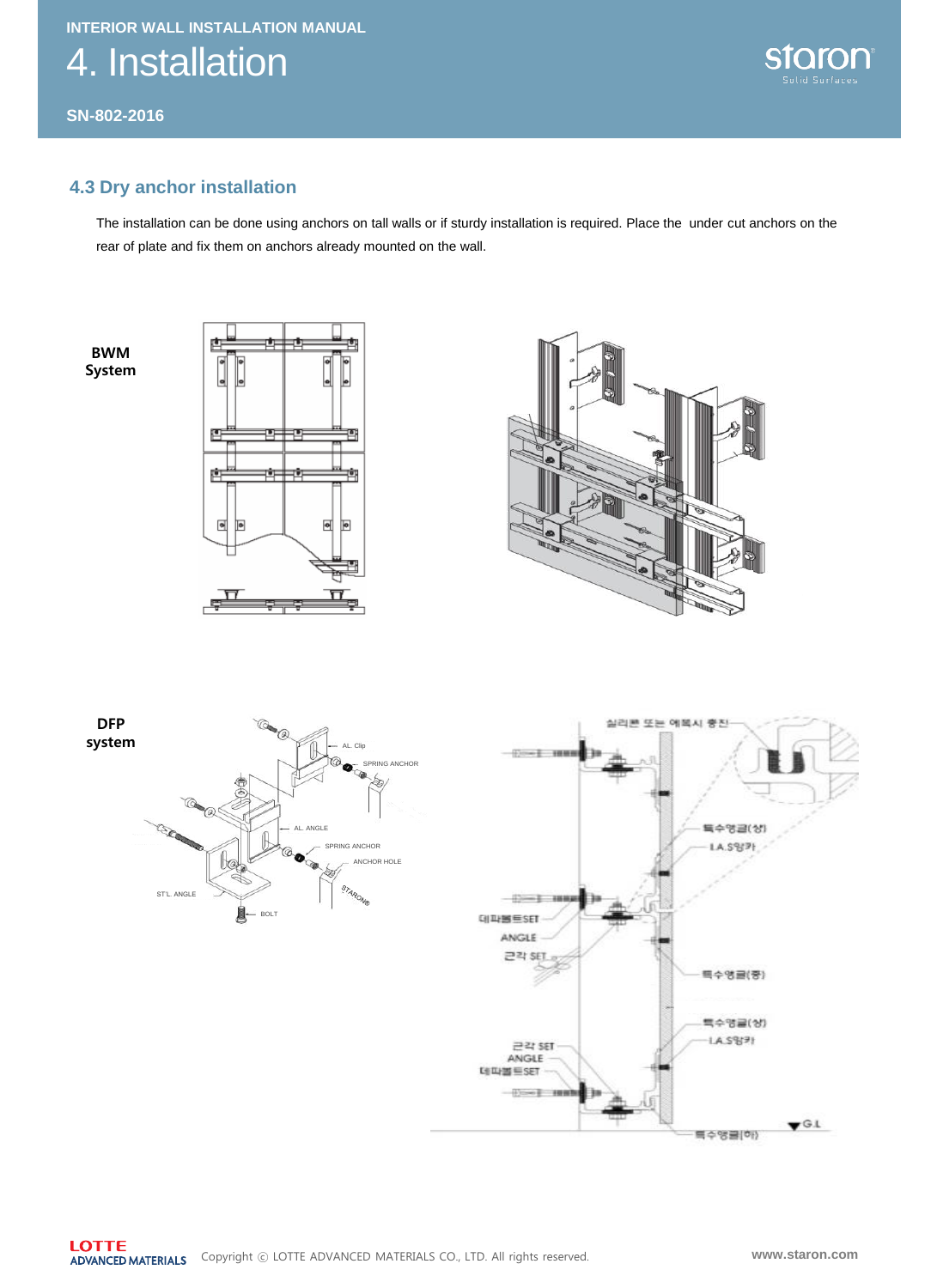## 4.3 Dry anchor installation

The installation can be done using anchors on tall walls or if sturdy installation is required. Place the under cut anchors on the rear of plate and fix them on anchors already mounted on the wall.

**BWM System**

**DFP system**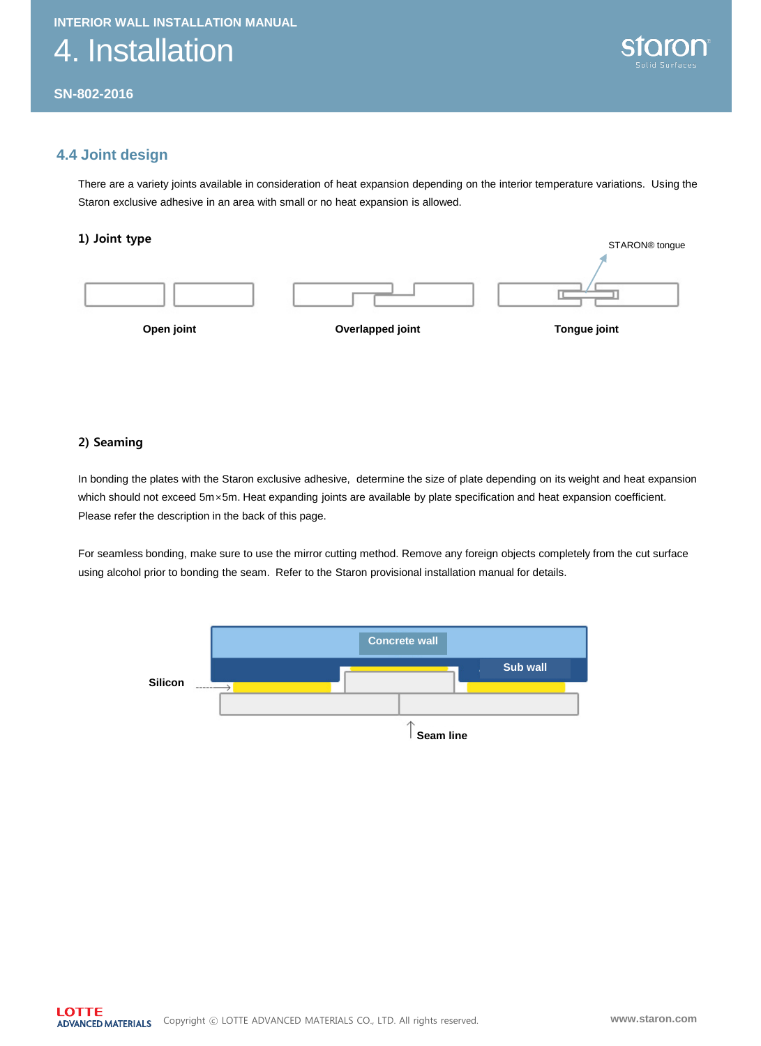## 4.4 Joint design

There are a variety joints available in consideration of heat expansion depending on the interior temperature variations. Using the Staron exclusive adhesive in an area with small or no heat expansion is allowed.

### 1) Joint type

STARON® tongue

Open joint　　Overlapped joint　　Tongue joint

### 2) Seaming

In bonding the plates with the Staron exclusive adhesive, determine the size of plate depending on its weight and heat expansion which should not exceed 5m×5m. Heat expanding joints are available by plate specification and heat expansion coefficient. Please refer the description in the back of this page.

For seamless bonding, make sure to use the mirror cutting method. Remove any foreign objects completely from the cut surface using alcohol prior to bonding the seam. Refer to the Staron provisional installation manual for details.

Concrete wall

Sub wall

Silicon

Seam line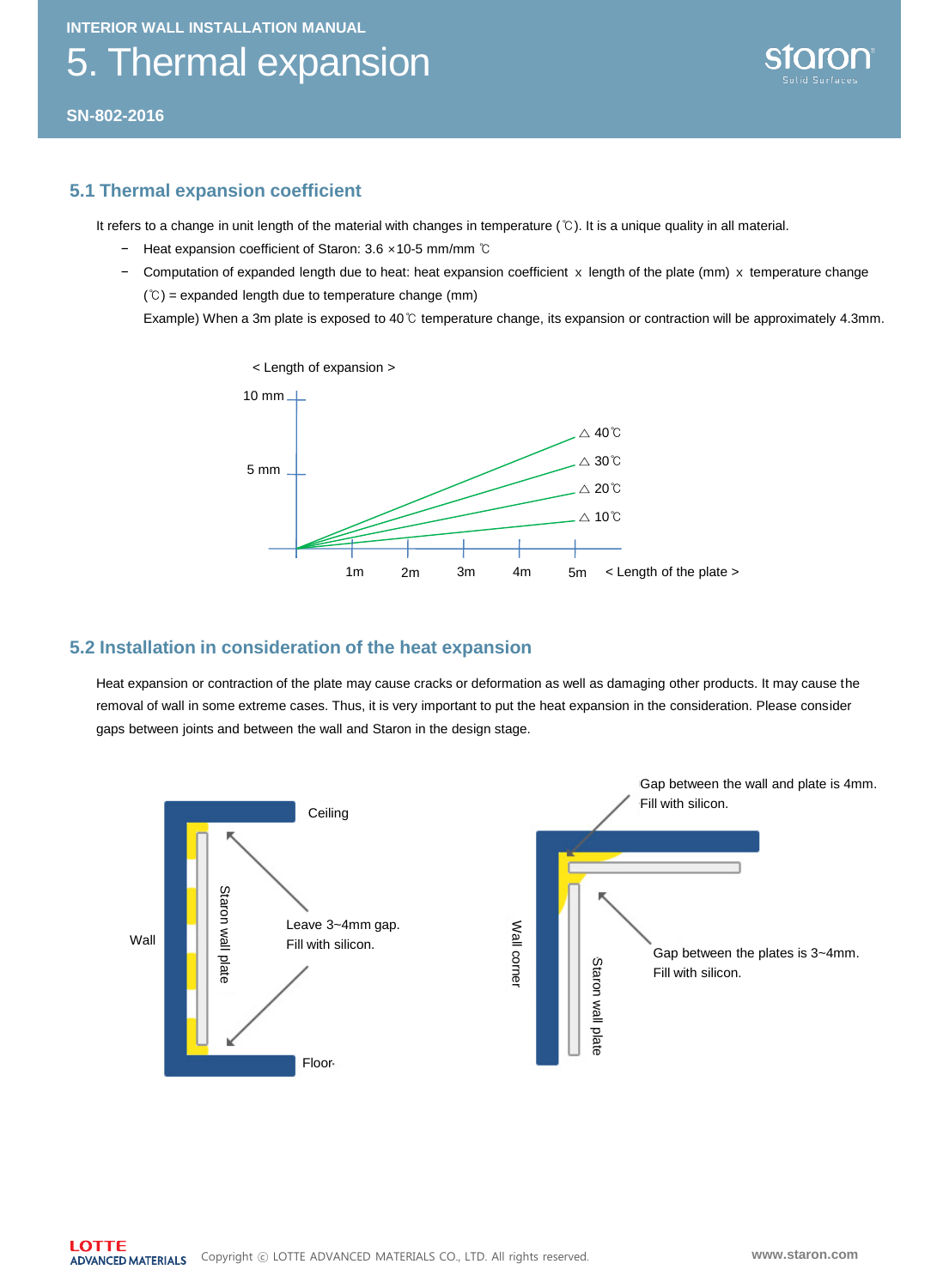# 5. Thermal expansion

## 5.1 Thermal expansion coefficient

It refers to a change in unit length of the material with changes in temperature (℃). It is a unique quality in all material.

- Heat expansion coefficient of Staron: 3.6 ×10-5 mm/mm ℃
- Computation of expanded length due to heat: heat expansion coefficient x length of the plate (mm) x temperature change (℃) = expanded length due to temperature change (mm)

  Example) When a 3m plate is exposed to 40℃ temperature change, its expansion or contraction will be approximately 4.3mm.

< Length of expansion >

10 mm

5 mm

△ 40℃

△ 30℃

△ 20℃

△ 10℃

1m 2m 3m 4m 5m < Length of the plate >

## 5.2 Installation in consideration of the heat expansion

Heat expansion or contraction of the plate may cause cracks or deformation as well as damaging other products. It may cause the removal of wall in some extreme cases. Thus, it is very important to put the heat expansion in the consideration. Please consider gaps between joints and between the wall and Staron in the design stage.

Ceiling

Wall

Staron wall plate

Leave 3~4mm gap. Fill with silicon.

Floor

Gap between the wall and plate is 4mm. Fill with silicon.

Wall corner

Staron wall plate

Gap between the plates is 3~4mm. Fill with silicon.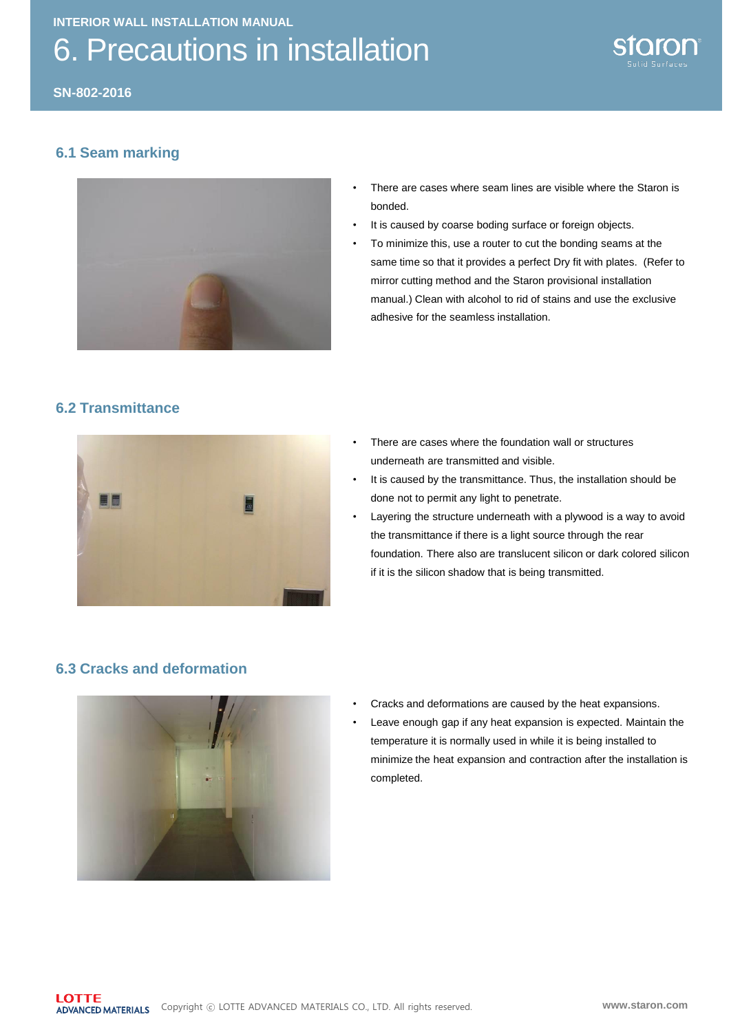INTERIOR WALL INSTALLATION MANUAL

# 6. Precautions in installation

SN-802-2016

## 6.1 Seam marking

- There are cases where seam lines are visible where the Staron is bonded.
- It is caused by coarse boding surface or foreign objects.
- To minimize this, use a router to cut the bonding seams at the same time so that it provides a perfect Dry fit with plates. (Refer to mirror cutting method and the Staron provisional installation manual.) Clean with alcohol to rid of stains and use the exclusive adhesive for the seamless installation.

## 6.2 Transmittance

- There are cases where the foundation wall or structures underneath are transmitted and visible.
- It is caused by the transmittance. Thus, the installation should be done not to permit any light to penetrate.
- Layering the structure underneath with a plywood is a way to avoid the transmittance if there is a light source through the rear foundation. There also are translucent silicon or dark colored silicon if it is the silicon shadow that is being transmitted.

## 6.3 Cracks and deformation

- Cracks and deformations are caused by the heat expansions.
- Leave enough gap if any heat expansion is expected. Maintain the temperature it is normally used in while it is being installed to minimize the heat expansion and contraction after the installation is completed.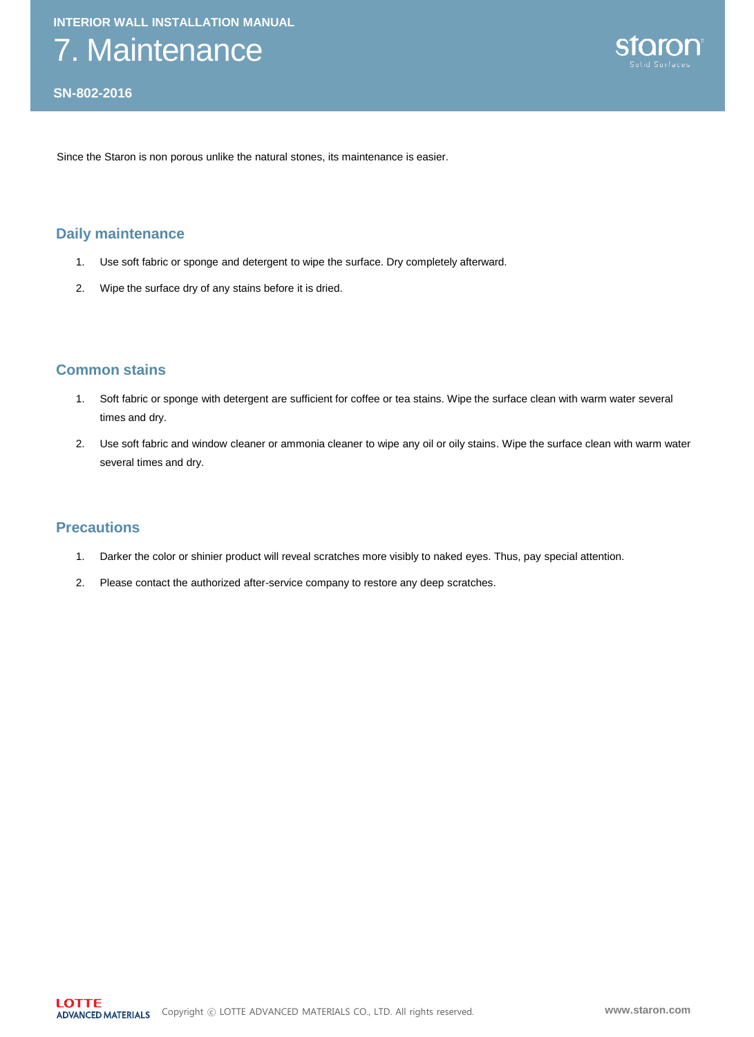# 7. Maintenance

Since the Staron is non porous unlike the natural stones, its maintenance is easier.

## Daily maintenance

1. Use soft fabric or sponge and detergent to wipe the surface. Dry completely afterward.
2. Wipe the surface dry of any stains before it is dried.

## Common stains

1. Soft fabric or sponge with detergent are sufficient for coffee or tea stains. Wipe the surface clean with warm water several times and dry.
2. Use soft fabric and window cleaner or ammonia cleaner to wipe any oil or oily stains. Wipe the surface clean with warm water several times and dry.

## Precautions

1. Darker the color or shinier product will reveal scratches more visibly to naked eyes. Thus, pay special attention.
2. Please contact the authorized after-service company to restore any deep scratches.